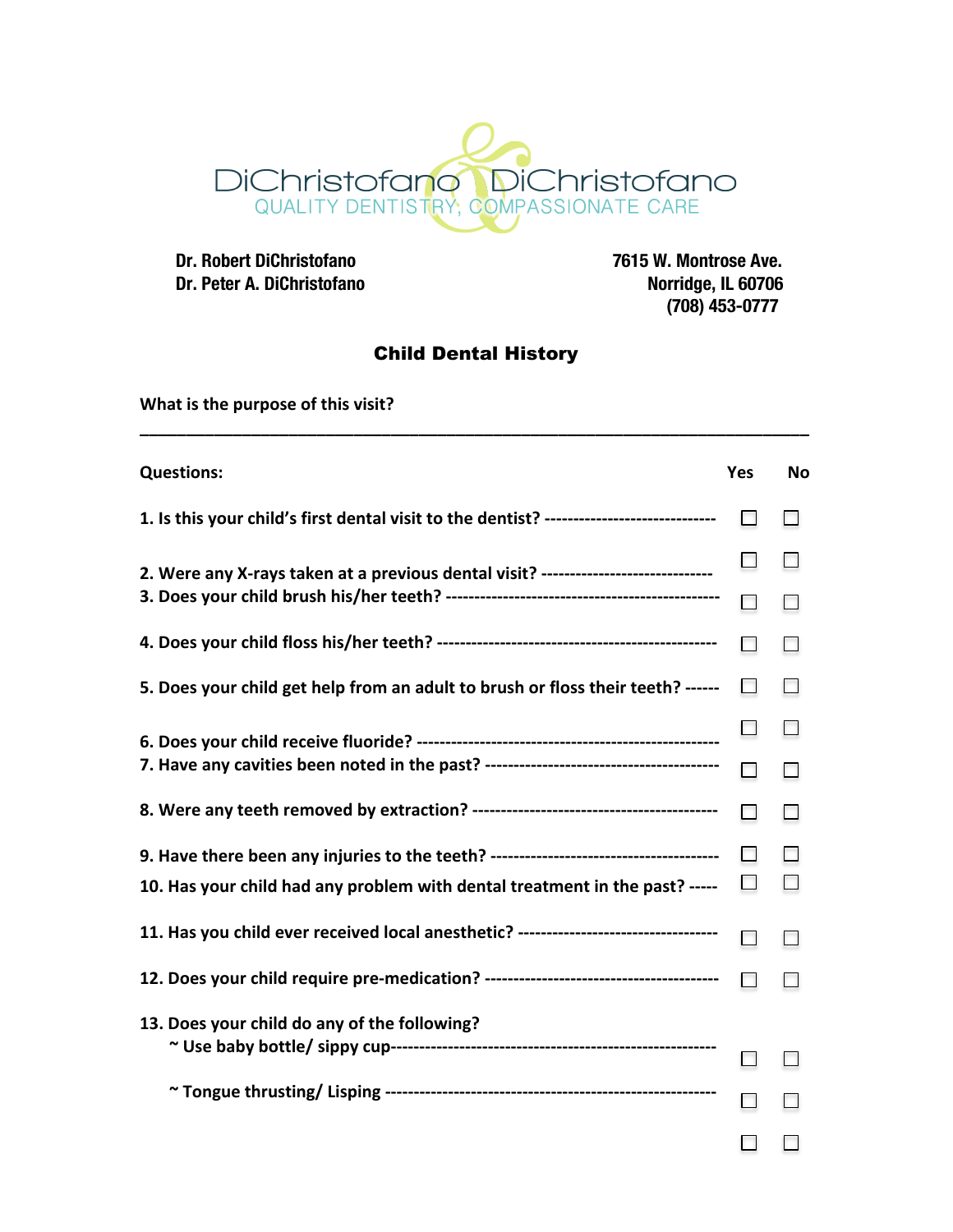DiChristofano & DiChristofano
QUALITY DENTISTRY, COMPASSIONATE CARE

**Dr. Robert DiChristofano**
**Dr. Peter A. DiChristofano**

**7615 W. Montrose Ave.**
**Norridge, IL 60706**
**(708) 453-0777**

## Child Dental History

**What is the purpose of this visit?**

_______________________________________________________________________________

| Questions: | Yes | No |
|---|---|---|
| 1. Is this your child's first dental visit to the dentist? | ☐ | ☐ |
| 2. Were any X-rays taken at a previous dental visit? | ☐ | ☐ |
| 3. Does your child brush his/her teeth? | ☐ | ☐ |
| 4. Does your child floss his/her teeth? | ☐ | ☐ |
| 5. Does your child get help from an adult to brush or floss their teeth? | ☐ | ☐ |
| 6. Does your child receive fluoride? | ☐ | ☐ |
| 7. Have any cavities been noted in the past? | ☐ | ☐ |
| 8. Were any teeth removed by extraction? | ☐ | ☐ |
| 9. Have there been any injuries to the teeth? | ☐ | ☐ |
| 10. Has your child had any problem with dental treatment in the past? | ☐ | ☐ |
| 11. Has you child ever received local anesthetic? | ☐ | ☐ |
| 12. Does your child require pre-medication? | ☐ | ☐ |
| 13. Does your child do any of the following? | | |
| ~ Use baby bottle/ sippy cup | ☐ | ☐ |
| ~ Tongue thrusting/ Lisping | ☐ | ☐ |
| | ☐ | ☐ |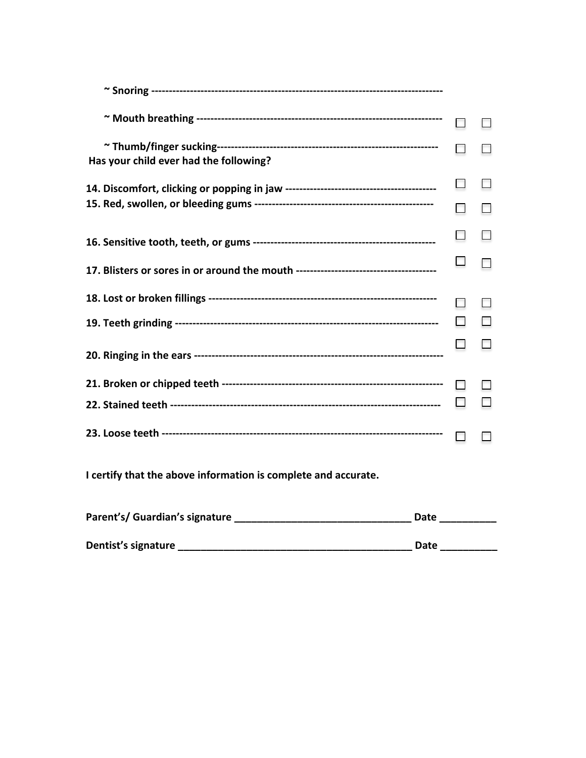~ Snoring --------------------------------------------------------------------------------

~ Mouth breathing --------------------------------------------------------------------- ☐ ☐

~ Thumb/finger sucking------------------------------------------------------------- ☐ ☐

**Has your child ever had the following?**

**14. Discomfort, clicking or popping in jaw** ------------------------------------------ ☐ ☐

**15. Red, swollen, or bleeding gums** ------------------------------------------------- ☐ ☐

**16. Sensitive tooth, teeth, or gums** -------------------------------------------------- ☐ ☐

**17. Blisters or sores in or around the mouth** --------------------------------------- ☐ ☐

**18. Lost or broken fillings** ------------------------------------------------------------- ☐ ☐

**19. Teeth grinding** ------------------------------------------------------------------------- ☐ ☐

**20. Ringing in the ears** ------------------------------------------------------------------- ☐ ☐

**21. Broken or chipped teeth** ------------------------------------------------------------ ☐ ☐

**22. Stained teeth** ----------------------------------------------------------------------- ☐ ☐

**23. Loose teeth** ------------------------------------------------------------------------------ ☐ ☐

**I certify that the above information is complete and accurate.**

**Parent's/ Guardian's signature** _______________________________ **Date** __________

**Dentist's signature** __________________________________________ **Date** __________